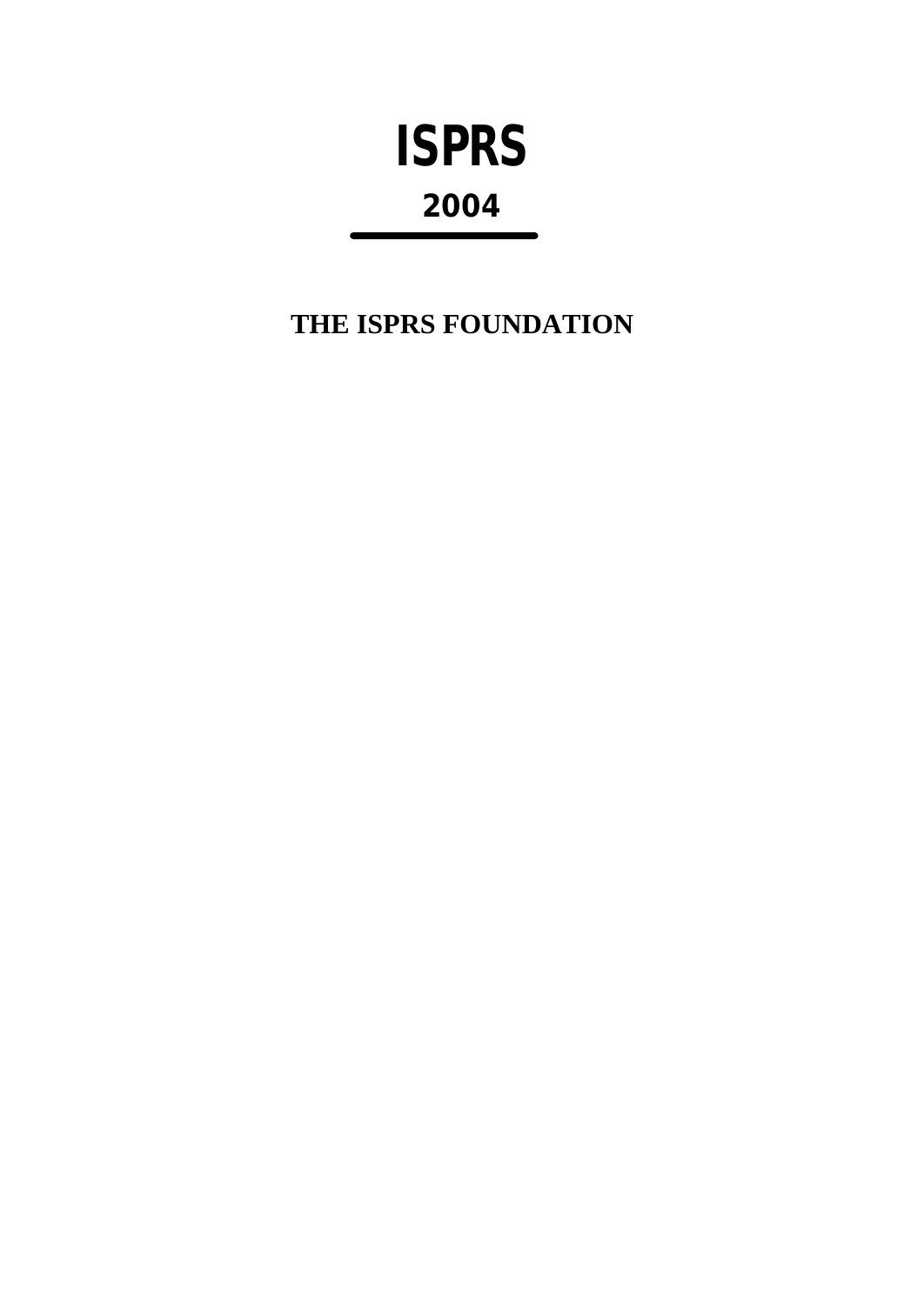# ISPRS

## 2004

---

**THE ISPRS FOUNDATION**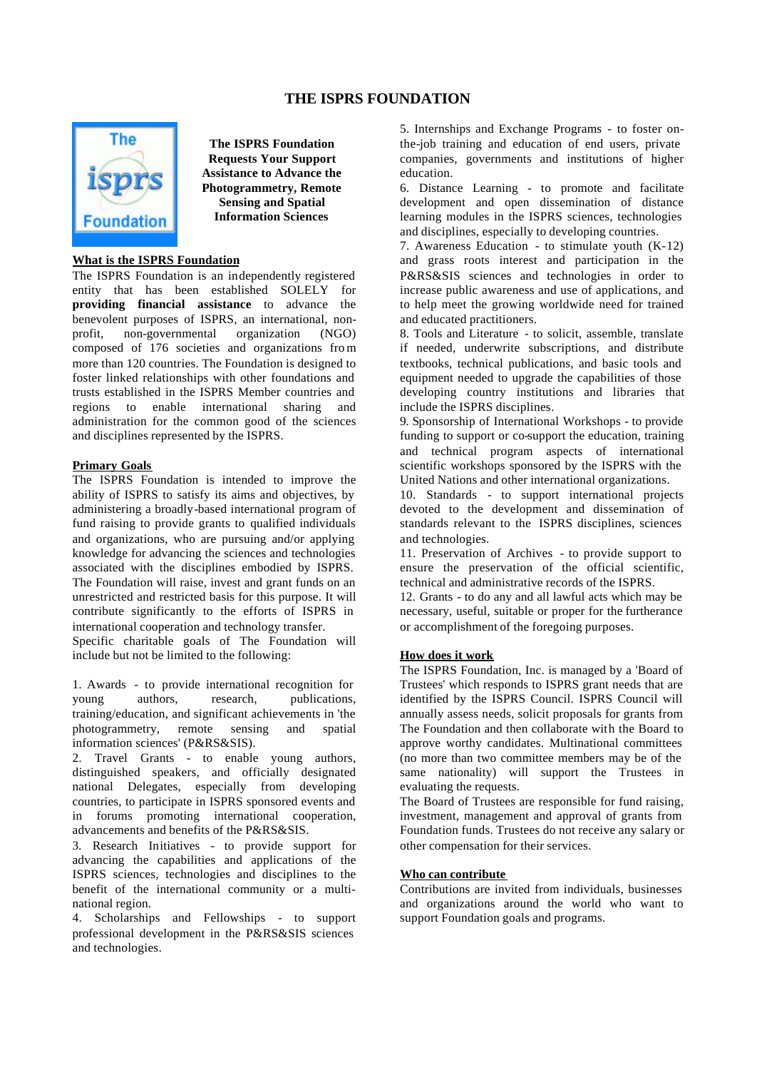# THE ISPRS FOUNDATION

**The ISPRS Foundation Requests Your Support Assistance to Advance the Photogrammetry, Remote Sensing and Spatial Information Sciences**

## What is the ISPRS Foundation

The ISPRS Foundation is an independently registered entity that has been established SOLELY for **providing financial assistance** to advance the benevolent purposes of ISPRS, an international, non-profit, non-governmental organization (NGO) composed of 176 societies and organizations from more than 120 countries. The Foundation is designed to foster linked relationships with other foundations and trusts established in the ISPRS Member countries and regions to enable international sharing and administration for the common good of the sciences and disciplines represented by the ISPRS.

## Primary Goals

The ISPRS Foundation is intended to improve the ability of ISPRS to satisfy its aims and objectives, by administering a broadly-based international program of fund raising to provide grants to qualified individuals and organizations, who are pursuing and/or applying knowledge for advancing the sciences and technologies associated with the disciplines embodied by ISPRS. The Foundation will raise, invest and grant funds on an unrestricted and restricted basis for this purpose. It will contribute significantly to the efforts of ISPRS in international cooperation and technology transfer.

Specific charitable goals of The Foundation will include but not be limited to the following:

1. Awards - to provide international recognition for young authors, research, publications, training/education, and significant achievements in 'the photogrammetry, remote sensing and spatial information sciences' (P&RS&SIS).
2. Travel Grants - to enable young authors, distinguished speakers, and officially designated national Delegates, especially from developing countries, to participate in ISPRS sponsored events and in forums promoting international cooperation, advancements and benefits of the P&RS&SIS.
3. Research Initiatives - to provide support for advancing the capabilities and applications of the ISPRS sciences, technologies and disciplines to the benefit of the international community or a multi-national region.
4. Scholarships and Fellowships - to support professional development in the P&RS&SIS sciences and technologies.
5. Internships and Exchange Programs - to foster on-the-job training and education of end users, private companies, governments and institutions of higher education.
6. Distance Learning - to promote and facilitate development and open dissemination of distance learning modules in the ISPRS sciences, technologies and disciplines, especially to developing countries.
7. Awareness Education - to stimulate youth (K-12) and grass roots interest and participation in the P&RS&SIS sciences and technologies in order to increase public awareness and use of applications, and to help meet the growing worldwide need for trained and educated practitioners.
8. Tools and Literature - to solicit, assemble, translate if needed, underwrite subscriptions, and distribute textbooks, technical publications, and basic tools and equipment needed to upgrade the capabilities of those developing country institutions and libraries that include the ISPRS disciplines.
9. Sponsorship of International Workshops - to provide funding to support or co-support the education, training and technical program aspects of international scientific workshops sponsored by the ISPRS with the United Nations and other international organizations.
10. Standards - to support international projects devoted to the development and dissemination of standards relevant to the ISPRS disciplines, sciences and technologies.
11. Preservation of Archives - to provide support to ensure the preservation of the official scientific, technical and administrative records of the ISPRS.
12. Grants - to do any and all lawful acts which may be necessary, useful, suitable or proper for the furtherance or accomplishment of the foregoing purposes.

## How does it work

The ISPRS Foundation, Inc. is managed by a 'Board of Trustees' which responds to ISPRS grant needs that are identified by the ISPRS Council. ISPRS Council will annually assess needs, solicit proposals for grants from The Foundation and then collaborate with the Board to approve worthy candidates. Multinational committees (no more than two committee members may be of the same nationality) will support the Trustees in evaluating the requests.

The Board of Trustees are responsible for fund raising, investment, management and approval of grants from Foundation funds. Trustees do not receive any salary or other compensation for their services.

## Who can contribute

Contributions are invited from individuals, businesses and organizations around the world who want to support Foundation goals and programs.